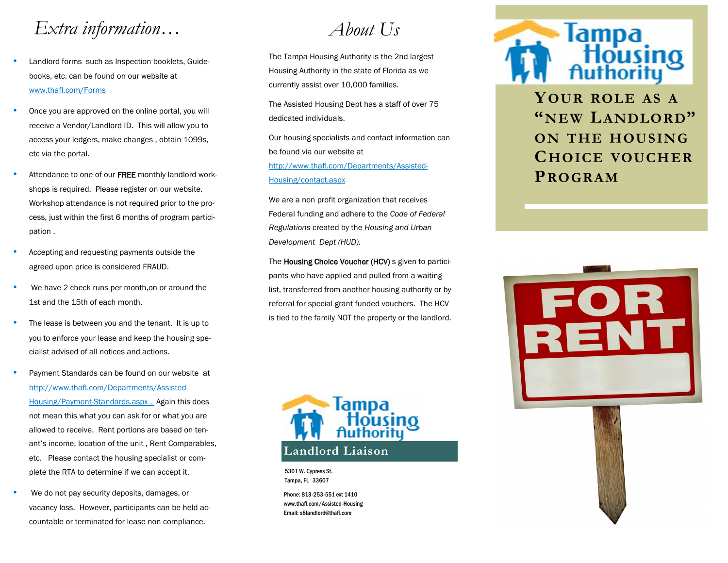# Extra information…

- Landlord forms such as Inspection booklets, Guidebooks, etc. can be found on our website at www.thafl.com/Forms
- Once you are approved on the online portal, you will receive a Vendor/Landlord ID. This will allow you to access your ledgers, make changes , obtain 1099s, etc via the portal.
- Attendance to one of our **FREE** monthly landlord workshops is required. Please register on our website. Workshop attendance is not required prior to the process, just within the first 6 months of program participation .
- Accepting and requesting payments outside the agreed upon price is considered FRAUD.
- We have 2 check runs per month,on or around the 1st and the 15th of each month.
- The lease is between you and the tenant. It is up to you to enforce your lease and keep the housing specialist advised of all notices and actions.
- Payment Standards can be found on our website at http://www.thafl.com/Departments/Assisted-Housing/Payment-Standards.aspx . Again this does not mean this what you can ask for or what you are allowed to receive. Rent portions are based on tenant's income, location of the unit , Rent Comparables, etc. Please contact the housing specialist or complete the RTA to determine if we can accept it.
- We do not pay security deposits, damages, or vacancy loss. However, participants can be held accountable or terminated for lease non compliance.

# About Us

The Tampa Housing Authority is the 2nd largest Housing Authority in the state of Florida as we currently assist over 10,000 families.

The Assisted Housing Dept has a staff of over 75 dedicated individuals.

Our housing specialists and contact information can be found via our website at http://www.thafl.com/Departments/Assisted-Housing/contact.aspx

We are a non profit organization that receives Federal funding and adhere to the *Code of Federal Regulations* created by the *Housing and Urban Development Dept (HUD).*

The **Housing Choice Voucher (HCV)** s given to participants who have applied and pulled from a waiting list, transferred from another housing authority or by referral for special grant funded vouchers. The HCV is tied to the family NOT the property or the landlord.

Tampa Housing Authority

**Landlord Liaison**

5301 W. Cypress St.
Tampa, FL 33607

Phone: 813-253-551 ext 1410
www.thafl.com/Assisted-Housing
Email: s8landlord@thafl.com

Tampa Housing Authority

# Your role as a "New Landlord" on the Housing Choice Voucher Program

FOR RENT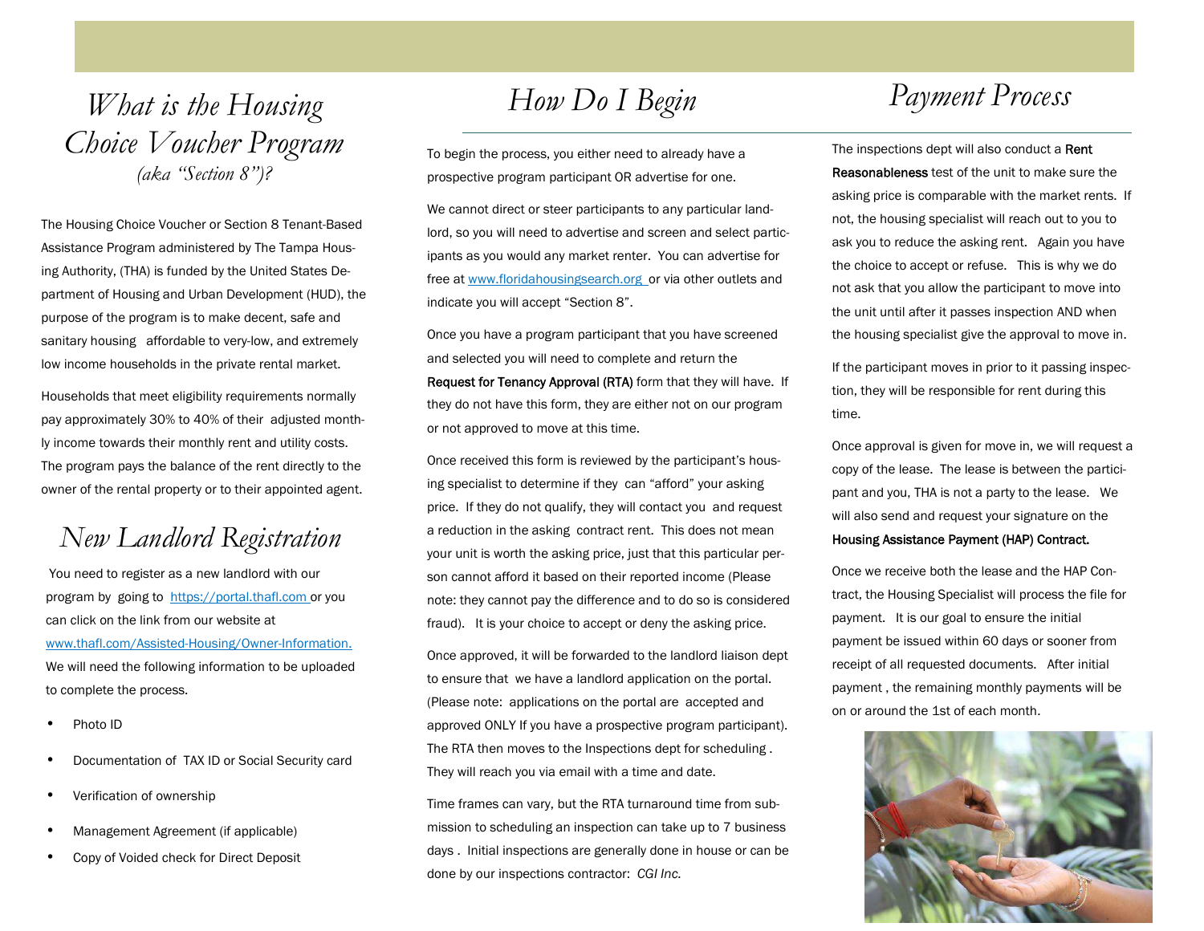# *What is the Housing Choice Voucher Program*

*(aka "Section 8")?*

The Housing Choice Voucher or Section 8 Tenant-Based Assistance Program administered by The Tampa Housing Authority, (THA) is funded by the United States Department of Housing and Urban Development (HUD), the purpose of the program is to make decent, safe and sanitary housing affordable to very-low, and extremely low income households in the private rental market.

Households that meet eligibility requirements normally pay approximately 30% to 40% of their adjusted monthly income towards their monthly rent and utility costs. The program pays the balance of the rent directly to the owner of the rental property or to their appointed agent.

# *New Landlord Registration*

You need to register as a new landlord with our program by going to https://portal.thafl.com or you can click on the link from our website at www.thafl.com/Assisted-Housing/Owner-Information. We will need the following information to be uploaded to complete the process.

- Photo ID
- Documentation of TAX ID or Social Security card
- Verification of ownership
- Management Agreement (if applicable)
- Copy of Voided check for Direct Deposit

# *How Do I Begin*

To begin the process, you either need to already have a prospective program participant OR advertise for one.

We cannot direct or steer participants to any particular landlord, so you will need to advertise and screen and select participants as you would any market renter. You can advertise for free at www.floridahousingsearch.org or via other outlets and indicate you will accept "Section 8".

Once you have a program participant that you have screened and selected you will need to complete and return the **Request for Tenancy Approval (RTA)** form that they will have. If they do not have this form, they are either not on our program or not approved to move at this time.

Once received this form is reviewed by the participant's housing specialist to determine if they can "afford" your asking price. If they do not qualify, they will contact you and request a reduction in the asking contract rent. This does not mean your unit is worth the asking price, just that this particular person cannot afford it based on their reported income (Please note: they cannot pay the difference and to do so is considered fraud). It is your choice to accept or deny the asking price.

Once approved, it will be forwarded to the landlord liaison dept to ensure that we have a landlord application on the portal. (Please note: applications on the portal are accepted and approved ONLY If you have a prospective program participant). The RTA then moves to the Inspections dept for scheduling . They will reach you via email with a time and date.

Time frames can vary, but the RTA turnaround time from submission to scheduling an inspection can take up to 7 business days . Initial inspections are generally done in house or can be done by our inspections contractor: *CGI Inc.*

# *Payment Process*

The inspections dept will also conduct a **Rent Reasonableness** test of the unit to make sure the asking price is comparable with the market rents. If not, the housing specialist will reach out to you to ask you to reduce the asking rent. Again you have the choice to accept or refuse. This is why we do not ask that you allow the participant to move into the unit until after it passes inspection AND when the housing specialist give the approval to move in.

If the participant moves in prior to it passing inspection, they will be responsible for rent during this time.

Once approval is given for move in, we will request a copy of the lease. The lease is between the participant and you, THA is not a party to the lease. We will also send and request your signature on the **Housing Assistance Payment (HAP) Contract.**

Once we receive both the lease and the HAP Contract, the Housing Specialist will process the file for payment. It is our goal to ensure the initial payment be issued within 60 days or sooner from receipt of all requested documents. After initial payment , the remaining monthly payments will be on or around the 1st of each month.